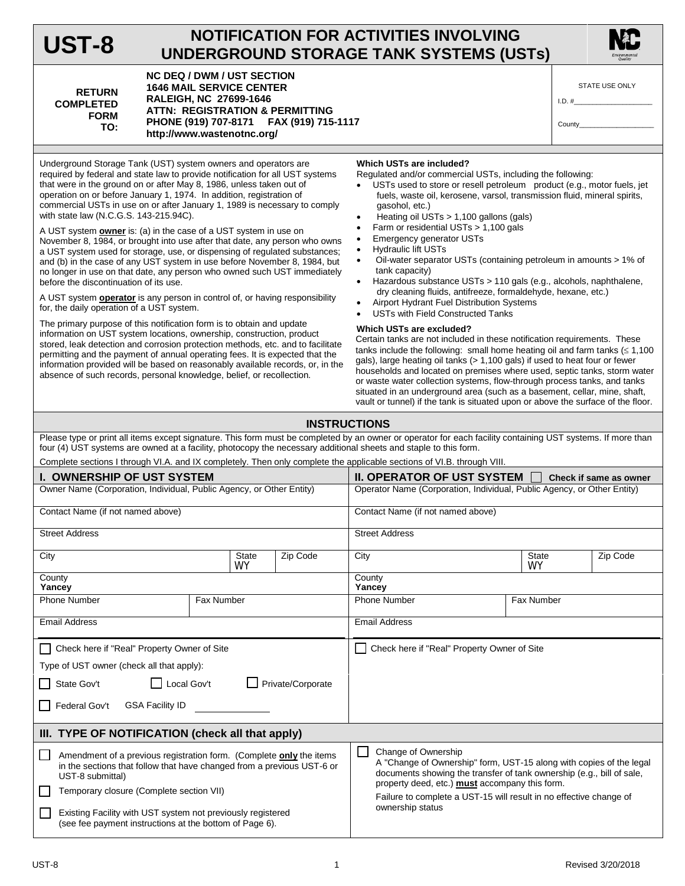# UST-8 NOTIFICATION FOR ACTIVITIES INVOLVING UNDERGROUND STORAGE TANK SYSTEMS (USTs)

**RETURN COMPLETED FORM TO:**

**NC DEQ / DWM / UST SECTION**
**1646 MAIL SERVICE CENTER**
**RALEIGH, NC 27699-1646**
**ATTN: REGISTRATION & PERMITTING**
**PHONE (919) 707-8171 FAX (919) 715-1117**
**http://www.wastenotnc.org/**

STATE USE ONLY

I.D. #___________________

County___________________

Underground Storage Tank (UST) system owners and operators are required by federal and state law to provide notification for all UST systems that were in the ground on or after May 8, 1986, unless taken out of operation on or before January 1, 1974. In addition, registration of commercial USTs in use on or after January 1, 1989 is necessary to comply with state law (N.C.G.S. 143-215.94C).

A UST system **owner** is: (a) in the case of a UST system in use on November 8, 1984, or brought into use after that date, any person who owns a UST system used for storage, use, or dispensing of regulated substances; and (b) in the case of any UST system in use before November 8, 1984, but no longer in use on that date, any person who owned such UST immediately before the discontinuation of its use.

A UST system **operator** is any person in control of, or having responsibility for, the daily operation of a UST system.

The primary purpose of this notification form is to obtain and update information on UST system locations, ownership, construction, product stored, leak detection and corrosion protection methods, etc. and to facilitate permitting and the payment of annual operating fees. It is expected that the information provided will be based on reasonably available records, or, in the absence of such records, personal knowledge, belief, or recollection.

**Which USTs are included?**

Regulated and/or commercial USTs, including the following:

- USTs used to store or resell petroleum product (e.g., motor fuels, jet fuels, waste oil, kerosene, varsol, transmission fluid, mineral spirits, gasohol, etc.)
- Heating oil USTs > 1,100 gallons (gals)
- Farm or residential USTs > 1,100 gals
- Emergency generator USTs
- Hydraulic lift USTs
- Oil-water separator USTs (containing petroleum in amounts > 1% of tank capacity)
- Hazardous substance USTs > 110 gals (e.g., alcohols, naphthalene, dry cleaning fluids, antifreeze, formaldehyde, hexane, etc.)
- Airport Hydrant Fuel Distribution Systems
- USTs with Field Constructed Tanks

**Which USTs are excluded?**

Certain tanks are not included in these notification requirements. These tanks include the following: small home heating oil and farm tanks (≤ 1,100 gals), large heating oil tanks (> 1,100 gals) if used to heat four or fewer households and located on premises where used, septic tanks, storm water or waste water collection systems, flow-through process tanks, and tanks situated in an underground area (such as a basement, cellar, mine, shaft, vault or tunnel) if the tank is situated upon or above the surface of the floor.

## INSTRUCTIONS

Please type or print all items except signature. This form must be completed by an owner or operator for each facility containing UST systems. If more than four (4) UST systems are owned at a facility, photocopy the necessary additional sheets and staple to this form.

Complete sections I through VI.A. and IX completely. Then only complete the applicable sections of VI.B. through VIII.

## I. OWNERSHIP OF UST SYSTEM

Owner Name (Corporation, Individual, Public Agency, or Other Entity)

Contact Name (if not named above)

Street Address

| City | State | Zip Code |
|---|---|---|
| | WY | |

County
**Yancey**

| Phone Number | Fax Number |
|---|---|
| | |

Email Address

☐ Check here if "Real" Property Owner of Site

Type of UST owner (check all that apply):

☐ State Gov't ☐ Local Gov't ☐ Private/Corporate

☐ Federal Gov't GSA Facility ID ______________

## II. OPERATOR OF UST SYSTEM ☐ Check if same as owner

Operator Name (Corporation, Individual, Public Agency, or Other Entity)

Contact Name (if not named above)

Street Address

| City | State | Zip Code |
|---|---|---|
| | WY | |

County
**Yancey**

| Phone Number | Fax Number |
|---|---|
| | |

Email Address

☐ Check here if "Real" Property Owner of Site

## III. TYPE OF NOTIFICATION (check all that apply)

☐ Amendment of a previous registration form. (Complete **only** the items in the sections that follow that have changed from a previous UST-6 or UST-8 submittal)

☐ Temporary closure (Complete section VII)

☐ Existing Facility with UST system not previously registered (see fee payment instructions at the bottom of Page 6).

☐ Change of Ownership
A "Change of Ownership" form, UST-15 along with copies of the legal documents showing the transfer of tank ownership (e.g., bill of sale, property deed, etc.) **must** accompany this form.
Failure to complete a UST-15 will result in no effective change of ownership status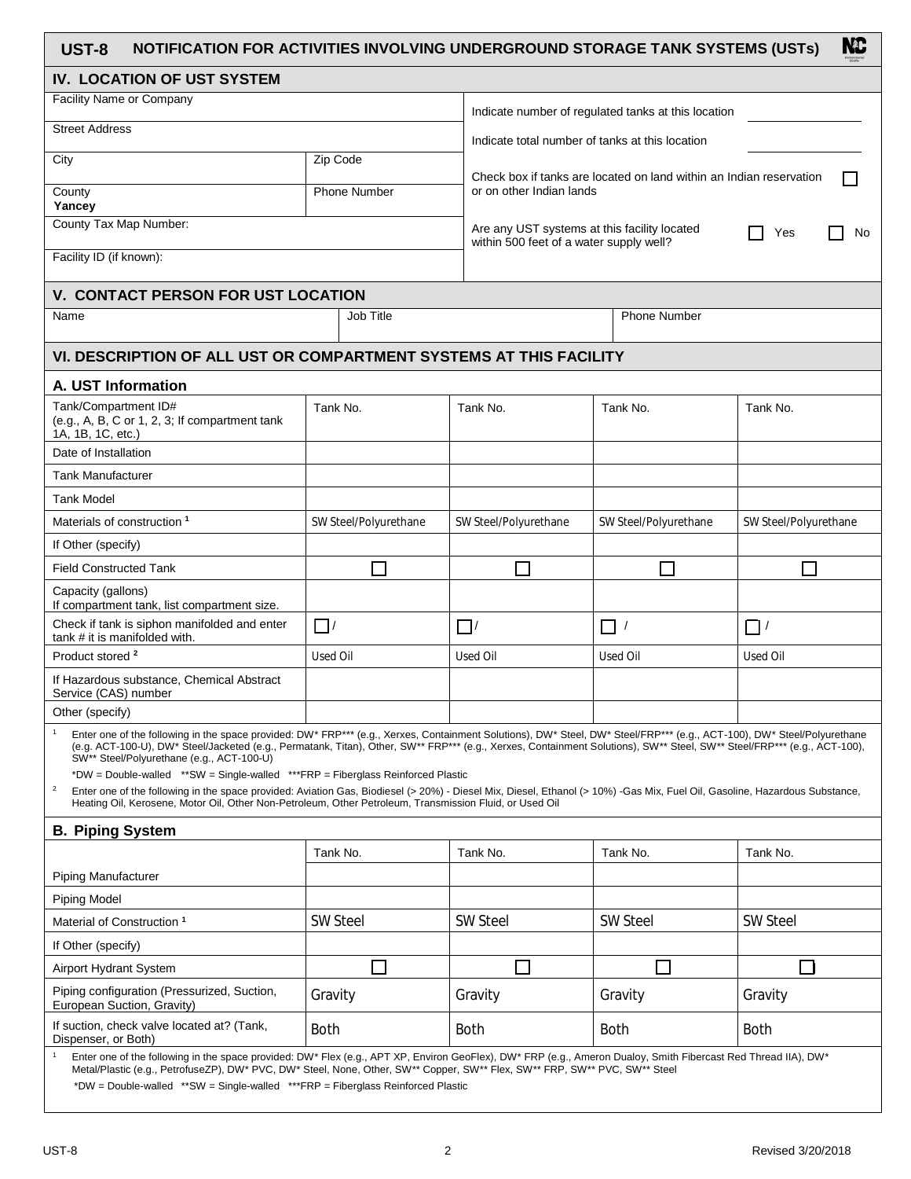## UST-8 NOTIFICATION FOR ACTIVITIES INVOLVING UNDERGROUND STORAGE TANK SYSTEMS (USTs)

### IV. LOCATION OF UST SYSTEM

| | | |
|---|---|---|
| Facility Name or Company | | Indicate number of regulated tanks at this location ______ |
| Street Address | | Indicate total number of tanks at this location ______ |
| City | Zip Code | Check box if tanks are located on land within an Indian reservation or on other Indian lands ☐ |
| County Yancey | Phone Number | |
| County Tax Map Number: | | Are any UST systems at this facility located within 500 feet of a water supply well? ☐ Yes ☐ No |
| Facility ID (if known): | | |

### V. CONTACT PERSON FOR UST LOCATION

| Name | Job Title | Phone Number |
|---|---|---|
| | | |

### VI. DESCRIPTION OF ALL UST OR COMPARTMENT SYSTEMS AT THIS FACILITY

#### A. UST Information

| Tank/Compartment ID# (e.g., A, B, C or 1, 2, 3; If compartment tank 1A, 1B, 1C, etc.) | Tank No. | Tank No. | Tank No. | Tank No. |
|---|---|---|---|---|
| Date of Installation | | | | |
| Tank Manufacturer | | | | |
| Tank Model | | | | |
| Materials of construction [1] | SW Steel/Polyurethane | SW Steel/Polyurethane | SW Steel/Polyurethane | SW Steel/Polyurethane |
| If Other (specify) | | | | |
| Field Constructed Tank | ☐ | ☐ | ☐ | ☐ |
| Capacity (gallons) If compartment tank, list compartment size. | | | | |
| Check if tank is siphon manifolded and enter tank # it is manifolded with. | ☐ / | ☐ / | ☐ / | ☐ / |
| Product stored [2] | Used Oil | Used Oil | Used Oil | Used Oil |
| If Hazardous substance, Chemical Abstract Service (CAS) number | | | | |
| Other (specify) | | | | |

[1] Enter one of the following in the space provided: DW* FRP*** (e.g., Xerxes, Containment Solutions), DW* Steel, DW* Steel/FRP*** (e.g., ACT-100), DW* Steel/Polyurethane (e.g. ACT-100-U), DW* Steel/Jacketed (e.g., Permatank, Titan), Other, SW** FRP*** (e.g., Xerxes, Containment Solutions), SW** Steel, SW** Steel/FRP*** (e.g., ACT-100), SW** Steel/Polyurethane (e.g., ACT-100-U)

*DW = Double-walled **SW = Single-walled ***FRP = Fiberglass Reinforced Plastic

[2] Enter one of the following in the space provided: Aviation Gas, Biodiesel (> 20%) - Diesel Mix, Diesel, Ethanol (> 10%) -Gas Mix, Fuel Oil, Gasoline, Hazardous Substance, Heating Oil, Kerosene, Motor Oil, Other Non-Petroleum, Other Petroleum, Transmission Fluid, or Used Oil

#### B. Piping System

| | Tank No. | Tank No. | Tank No. | Tank No. |
|---|---|---|---|---|
| Piping Manufacturer | | | | |
| Piping Model | | | | |
| Material of Construction [1] | SW Steel | SW Steel | SW Steel | SW Steel |
| If Other (specify) | | | | |
| Airport Hydrant System | ☐ | ☐ | ☐ | ☐ |
| Piping configuration (Pressurized, Suction, European Suction, Gravity) | Gravity | Gravity | Gravity | Gravity |
| If suction, check valve located at? (Tank, Dispenser, or Both) | Both | Both | Both | Both |

[1] Enter one of the following in the space provided: DW* Flex (e.g., APT XP, Environ GeoFlex), DW* FRP (e.g., Ameron Dualoy, Smith Fibercast Red Thread IIA), DW* Metal/Plastic (e.g., PetrofuseZP), DW* PVC, DW* Steel, None, Other, SW** Copper, SW** Flex, SW** FRP, SW** PVC, SW** Steel

*DW = Double-walled **SW = Single-walled ***FRP = Fiberglass Reinforced Plastic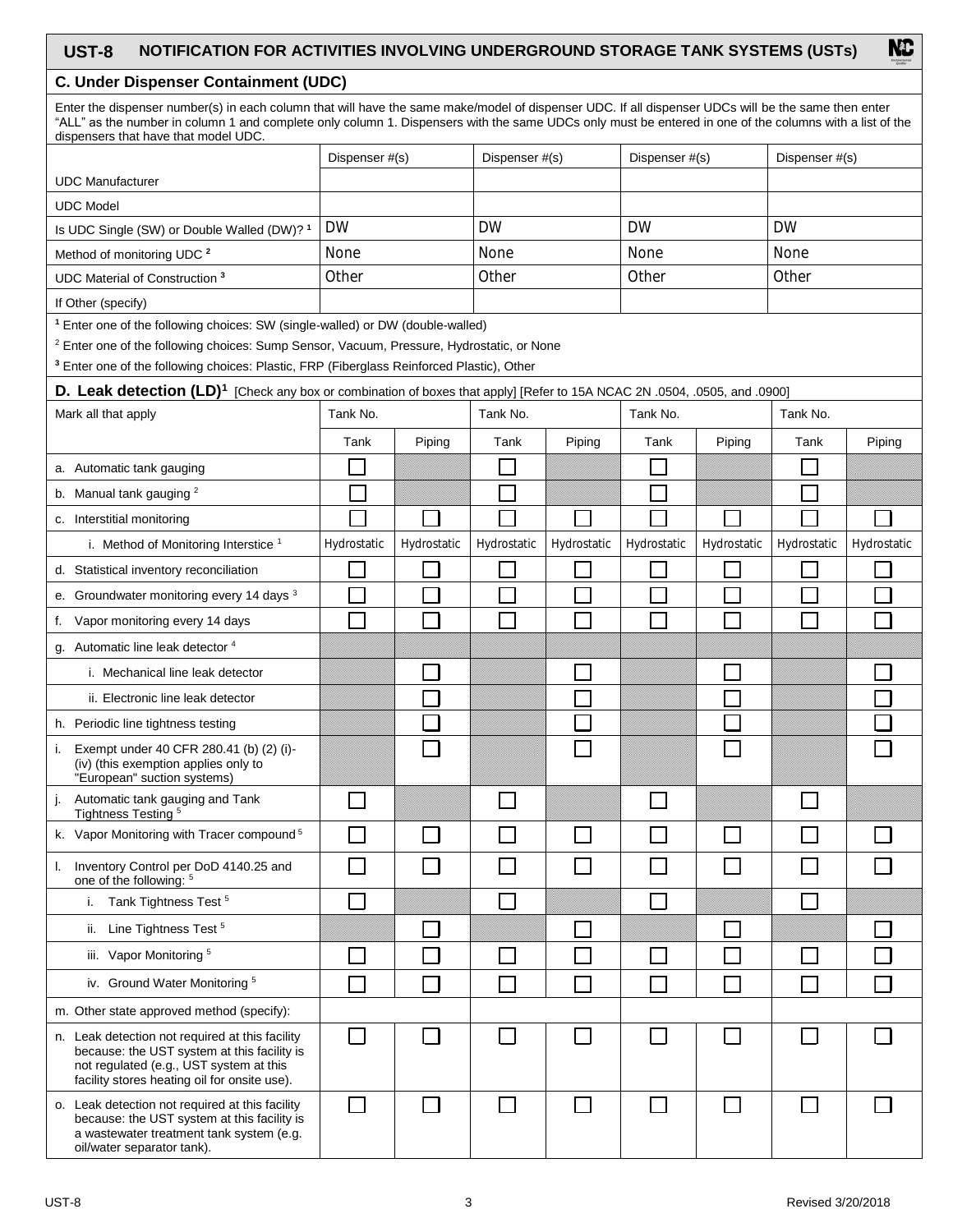## UST-8 NOTIFICATION FOR ACTIVITIES INVOLVING UNDERGROUND STORAGE TANK SYSTEMS (USTs)

### C. Under Dispenser Containment (UDC)

Enter the dispenser number(s) in each column that will have the same make/model of dispenser UDC. If all dispenser UDCs will be the same then enter "ALL" as the number in column 1 and complete only column 1. Dispensers with the same UDCs only must be entered in one of the columns with a list of the dispensers that have that model UDC.

| | Dispenser #(s) | Dispenser #(s) | Dispenser #(s) | Dispenser #(s) |
|---|---|---|---|---|
| UDC Manufacturer | | | | |
| UDC Model | | | | |
| Is UDC Single (SW) or Double Walled (DW)? [1] | DW | DW | DW | DW |
| Method of monitoring UDC [2] | None | None | None | None |
| UDC Material of Construction [3] | Other | Other | Other | Other |
| If Other (specify) | | | | |

[1] Enter one of the following choices: SW (single-walled) or DW (double-walled)

[2] Enter one of the following choices: Sump Sensor, Vacuum, Pressure, Hydrostatic, or None

[3] Enter one of the following choices: Plastic, FRP (Fiberglass Reinforced Plastic), Other

### D. Leak detection (LD)[1] [Check any box or combination of boxes that apply] [Refer to 15A NCAC 2N .0504, .0505, and .0900]

| Mark all that apply | Tank No. | | Tank No. | | Tank No. | | Tank No. | |
|---|---|---|---|---|---|---|---|---|
| | Tank | Piping | Tank | Piping | Tank | Piping | Tank | Piping |
| a. Automatic tank gauging | ☐ | | ☐ | | ☐ | | ☐ | |
| b. Manual tank gauging [2] | ☐ | | ☐ | | ☐ | | ☐ | |
| c. Interstitial monitoring | ☐ | ☐ | ☐ | ☐ | ☐ | ☐ | ☐ | ☐ |
| i. Method of Monitoring Interstice [1] | Hydrostatic | Hydrostatic | Hydrostatic | Hydrostatic | Hydrostatic | Hydrostatic | Hydrostatic | Hydrostatic |
| d. Statistical inventory reconciliation | ☐ | ☐ | ☐ | ☐ | ☐ | ☐ | ☐ | ☐ |
| e. Groundwater monitoring every 14 days [3] | ☐ | ☐ | ☐ | ☐ | ☐ | ☐ | ☐ | ☐ |
| f. Vapor monitoring every 14 days | ☐ | ☐ | ☐ | ☐ | ☐ | ☐ | ☐ | ☐ |
| g. Automatic line leak detector [4] | | | | | | | | |
| i. Mechanical line leak detector | | ☐ | | ☐ | | ☐ | | ☐ |
| ii. Electronic line leak detector | | ☐ | | ☐ | | ☐ | | ☐ |
| h. Periodic line tightness testing | | ☐ | | ☐ | | ☐ | | ☐ |
| i. Exempt under 40 CFR 280.41 (b) (2) (i)-(iv) (this exemption applies only to "European" suction systems) | | ☐ | | ☐ | | ☐ | | ☐ |
| j. Automatic tank gauging and Tank Tightness Testing [5] | ☐ | | ☐ | | ☐ | | ☐ | |
| k. Vapor Monitoring with Tracer compound [5] | ☐ | ☐ | ☐ | ☐ | ☐ | ☐ | ☐ | ☐ |
| l. Inventory Control per DoD 4140.25 and one of the following: [5] | ☐ | ☐ | ☐ | ☐ | ☐ | ☐ | ☐ | ☐ |
| i. Tank Tightness Test [5] | ☐ | | ☐ | | ☐ | | ☐ | |
| ii. Line Tightness Test [5] | | ☐ | | ☐ | | ☐ | | ☐ |
| iii. Vapor Monitoring [5] | ☐ | ☐ | ☐ | ☐ | ☐ | ☐ | ☐ | ☐ |
| iv. Ground Water Monitoring [5] | ☐ | ☐ | ☐ | ☐ | ☐ | ☐ | ☐ | ☐ |
| m. Other state approved method (specify): | | | | | | | | |
| n. Leak detection not required at this facility because: the UST system at this facility is not regulated (e.g., UST system at this facility stores heating oil for onsite use). | ☐ | ☐ | ☐ | ☐ | ☐ | ☐ | ☐ | ☐ |
| o. Leak detection not required at this facility because: the UST system at this facility is a wastewater treatment tank system (e.g. oil/water separator tank). | ☐ | ☐ | ☐ | ☐ | ☐ | ☐ | ☐ | ☐ |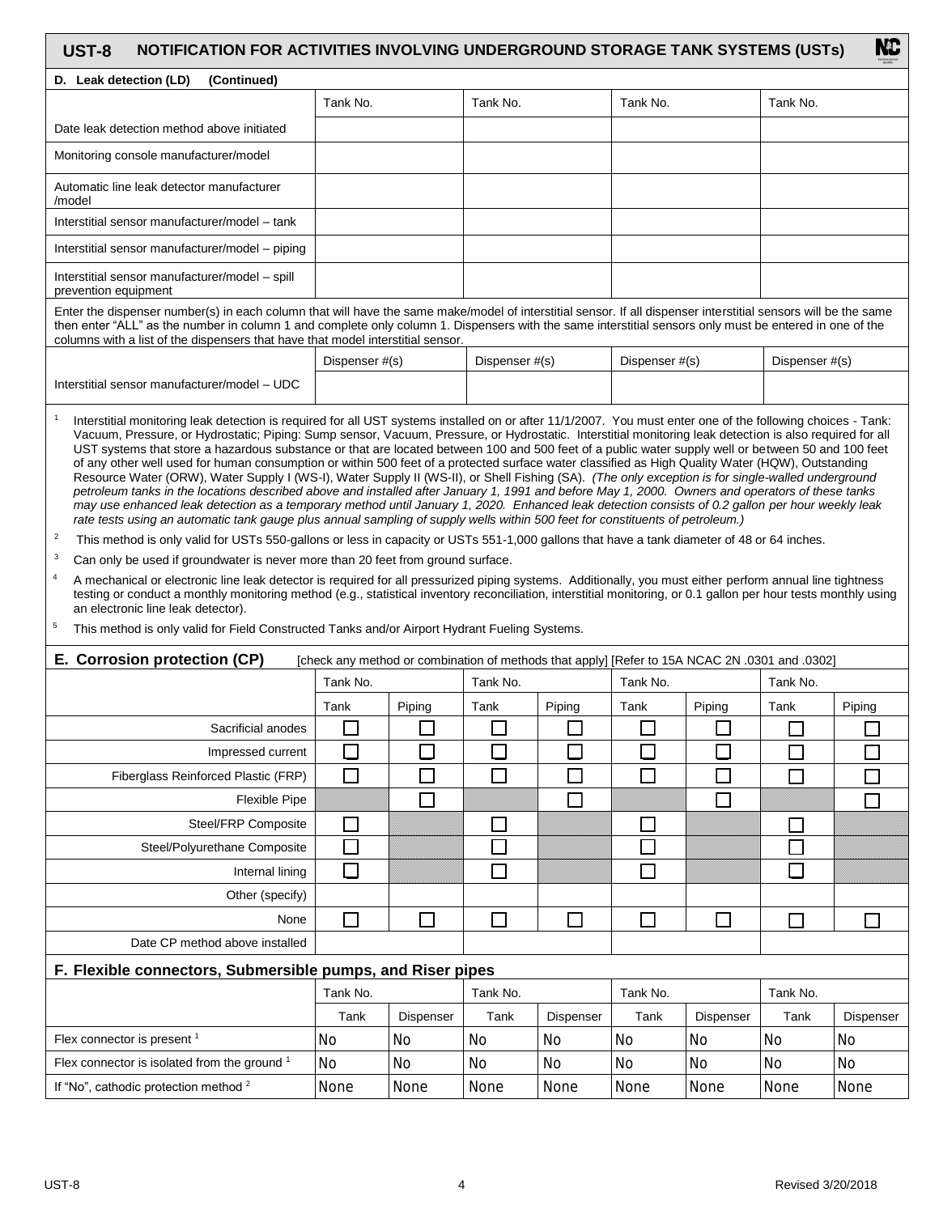# UST-8 NOTIFICATION FOR ACTIVITIES INVOLVING UNDERGROUND STORAGE TANK SYSTEMS (USTs)

**D. Leak detection (LD) (Continued)**

| | Tank No. | Tank No. | Tank No. | Tank No. |
|---|---|---|---|---|
| Date leak detection method above initiated | | | | |
| Monitoring console manufacturer/model | | | | |
| Automatic line leak detector manufacturer /model | | | | |
| Interstitial sensor manufacturer/model – tank | | | | |
| Interstitial sensor manufacturer/model – piping | | | | |
| Interstitial sensor manufacturer/model – spill prevention equipment | | | | |

Enter the dispenser number(s) in each column that will have the same make/model of interstitial sensor. If all dispenser interstitial sensors will be the same then enter "ALL" as the number in column 1 and complete only column 1. Dispensers with the same interstitial sensors only must be entered in one of the columns with a list of the dispensers that have that model interstitial sensor.

| | Dispenser #(s) | Dispenser #(s) | Dispenser #(s) | Dispenser #(s) |
|---|---|---|---|---|
| Interstitial sensor manufacturer/model – UDC | | | | |

[1] Interstitial monitoring leak detection is required for all UST systems installed on or after 11/1/2007. You must enter one of the following choices - Tank: Vacuum, Pressure, or Hydrostatic; Piping: Sump sensor, Vacuum, Pressure, or Hydrostatic. Interstitial monitoring leak detection is also required for all UST systems that store a hazardous substance or that are located between 100 and 500 feet of a public water supply well or between 50 and 100 feet of any other well used for human consumption or within 500 feet of a protected surface water classified as High Quality Water (HQW), Outstanding Resource Water (ORW), Water Supply I (WS-I), Water Supply II (WS-II), or Shell Fishing (SA). *(The only exception is for single-walled underground petroleum tanks in the locations described above and installed after January 1, 1991 and before May 1, 2000. Owners and operators of these tanks may use enhanced leak detection as a temporary method until January 1, 2020. Enhanced leak detection consists of 0.2 gallon per hour weekly leak rate tests using an automatic tank gauge plus annual sampling of supply wells within 500 feet for constituents of petroleum.)*

[2] This method is only valid for USTs 550-gallons or less in capacity or USTs 551-1,000 gallons that have a tank diameter of 48 or 64 inches.

[3] Can only be used if groundwater is never more than 20 feet from ground surface.

[4] A mechanical or electronic line leak detector is required for all pressurized piping systems. Additionally, you must either perform annual line tightness testing or conduct a monthly monitoring method (e.g., statistical inventory reconciliation, interstitial monitoring, or 0.1 gallon per hour tests monthly using an electronic line leak detector).

[5] This method is only valid for Field Constructed Tanks and/or Airport Hydrant Fueling Systems.

## E. Corrosion protection (CP)

[check any method or combination of methods that apply] [Refer to 15A NCAC 2N .0301 and .0302]

| | Tank No. | | Tank No. | | Tank No. | | Tank No. | |
|---|---|---|---|---|---|---|---|---|
| | Tank | Piping | Tank | Piping | Tank | Piping | Tank | Piping |
| Sacrificial anodes | ☐ | ☐ | ☐ | ☐ | ☐ | ☐ | ☐ | ☐ |
| Impressed current | ☐ | ☐ | ☐ | ☐ | ☐ | ☐ | ☐ | ☐ |
| Fiberglass Reinforced Plastic (FRP) | ☐ | ☐ | ☐ | ☐ | ☐ | ☐ | ☐ | ☐ |
| Flexible Pipe | | ☐ | | ☐ | | ☐ | | ☐ |
| Steel/FRP Composite | ☐ | | ☐ | | ☐ | | ☐ | |
| Steel/Polyurethane Composite | ☐ | | ☐ | | ☐ | | ☐ | |
| Internal lining | ☐ | | ☐ | | ☐ | | ☐ | |
| Other (specify) | | | | | | | | |
| None | ☐ | ☐ | ☐ | ☐ | ☐ | ☐ | ☐ | ☐ |
| Date CP method above installed | | | | | | | | |

## F. Flexible connectors, Submersible pumps, and Riser pipes

| | Tank No. | | Tank No. | | Tank No. | | Tank No. | |
|---|---|---|---|---|---|---|---|---|
| | Tank | Dispenser | Tank | Dispenser | Tank | Dispenser | Tank | Dispenser |
| Flex connector is present [1] | No | No | No | No | No | No | No | No |
| Flex connector is isolated from the ground [1] | No | No | No | No | No | No | No | No |
| If "No", cathodic protection method [2] | None | None | None | None | None | None | None | None |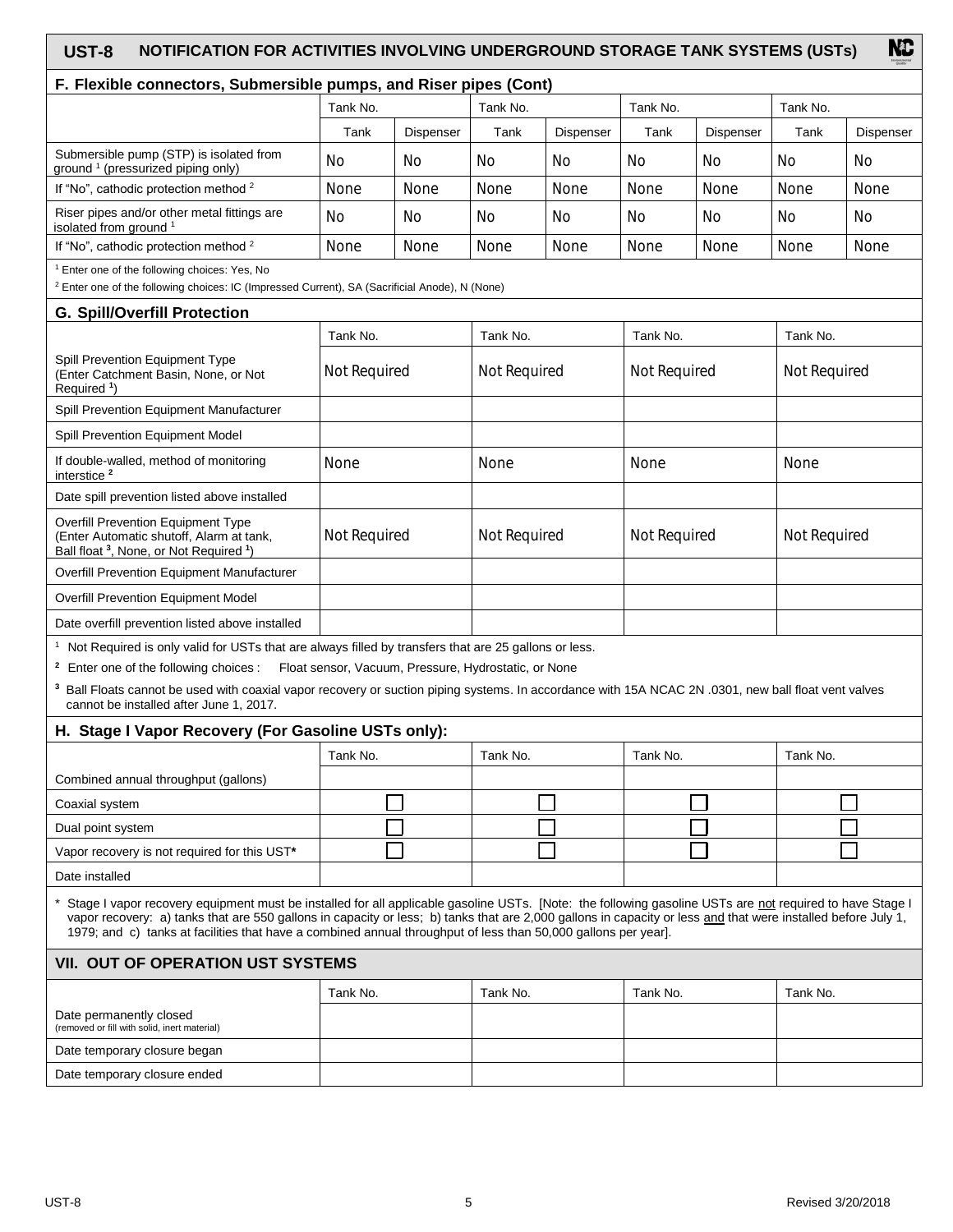## UST-8 NOTIFICATION FOR ACTIVITIES INVOLVING UNDERGROUND STORAGE TANK SYSTEMS (USTs)

### F. Flexible connectors, Submersible pumps, and Riser pipes (Cont)

| | Tank No. | | Tank No. | | Tank No. | | Tank No. | |
|---|---|---|---|---|---|---|---|---|
| | Tank | Dispenser | Tank | Dispenser | Tank | Dispenser | Tank | Dispenser |
| Submersible pump (STP) is isolated from ground [1] (pressurized piping only) | No | No | No | No | No | No | No | No |
| If "No", cathodic protection method [2] | None | None | None | None | None | None | None | None |
| Riser pipes and/or other metal fittings are isolated from ground [1] | No | No | No | No | No | No | No | No |
| If "No", cathodic protection method [2] | None | None | None | None | None | None | None | None |

[1] Enter one of the following choices: Yes, No

[2] Enter one of the following choices: IC (Impressed Current), SA (Sacrificial Anode), N (None)

### G. Spill/Overfill Protection

| | Tank No. | Tank No. | Tank No. | Tank No. |
|---|---|---|---|---|
| Spill Prevention Equipment Type (Enter Catchment Basin, None, or Not Required [1]) | Not Required | Not Required | Not Required | Not Required |
| Spill Prevention Equipment Manufacturer | | | | |
| Spill Prevention Equipment Model | | | | |
| If double-walled, method of monitoring interstice [2] | None | None | None | None |
| Date spill prevention listed above installed | | | | |
| Overfill Prevention Equipment Type (Enter Automatic shutoff, Alarm at tank, Ball float [3], None, or Not Required [1]) | Not Required | Not Required | Not Required | Not Required |
| Overfill Prevention Equipment Manufacturer | | | | |
| Overfill Prevention Equipment Model | | | | |
| Date overfill prevention listed above installed | | | | |

[1] Not Required is only valid for USTs that are always filled by transfers that are 25 gallons or less.

[2] Enter one of the following choices : Float sensor, Vacuum, Pressure, Hydrostatic, or None

[3] Ball Floats cannot be used with coaxial vapor recovery or suction piping systems. In accordance with 15A NCAC 2N .0301, new ball float vent valves cannot be installed after June 1, 2017.

### H. Stage I Vapor Recovery (For Gasoline USTs only):

| | Tank No. | Tank No. | Tank No. | Tank No. |
|---|---|---|---|---|
| Combined annual throughput (gallons) | | | | |
| Coaxial system | ☐ | ☐ | ☐ | ☐ |
| Dual point system | ☐ | ☐ | ☐ | ☐ |
| Vapor recovery is not required for this UST* | ☐ | ☐ | ☐ | ☐ |
| Date installed | | | | |

\* Stage I vapor recovery equipment must be installed for all applicable gasoline USTs. [Note: the following gasoline USTs are not required to have Stage I vapor recovery: a) tanks that are 550 gallons in capacity or less; b) tanks that are 2,000 gallons in capacity or less and that were installed before July 1, 1979; and c) tanks at facilities that have a combined annual throughput of less than 50,000 gallons per year].

## VII. OUT OF OPERATION UST SYSTEMS

| | Tank No. | Tank No. | Tank No. | Tank No. |
|---|---|---|---|---|
| Date permanently closed (removed or fill with solid, inert material) | | | | |
| Date temporary closure began | | | | |
| Date temporary closure ended | | | | |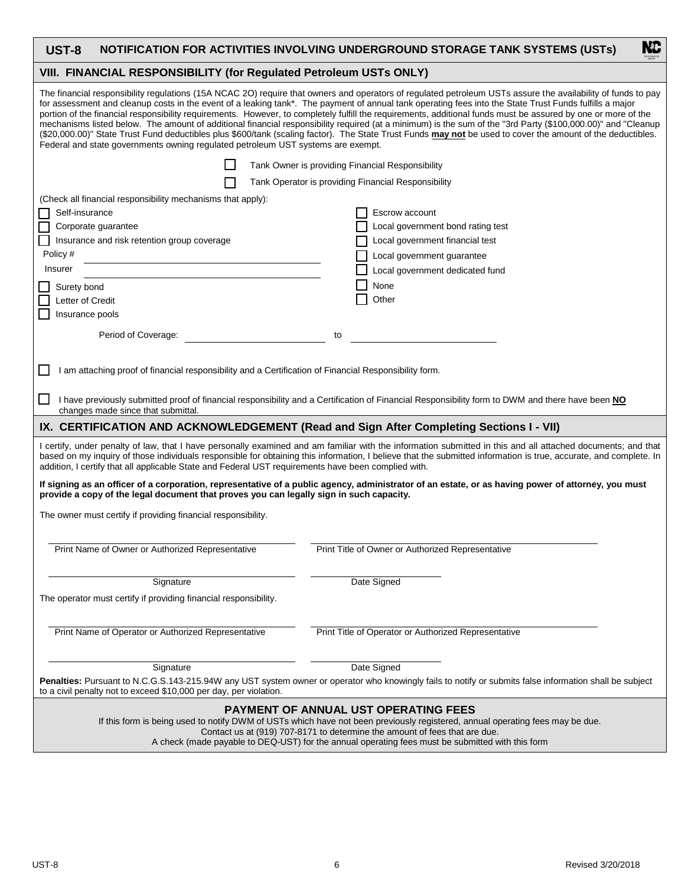## UST-8 NOTIFICATION FOR ACTIVITIES INVOLVING UNDERGROUND STORAGE TANK SYSTEMS (USTs)

### VIII. FINANCIAL RESPONSIBILITY (for Regulated Petroleum USTs ONLY)

The financial responsibility regulations (15A NCAC 2O) require that owners and operators of regulated petroleum USTs assure the availability of funds to pay for assessment and cleanup costs in the event of a leaking tank*. The payment of annual tank operating fees into the State Trust Funds fulfills a major portion of the financial responsibility requirements. However, to completely fulfill the requirements, additional funds must be assured by one or more of the mechanisms listed below. The amount of additional financial responsibility required (at a minimum) is the sum of the "3rd Party ($100,000.00)" and "Cleanup ($20,000.00)" State Trust Fund deductibles plus $600/tank (scaling factor). The State Trust Funds **may not** be used to cover the amount of the deductibles. Federal and state governments owning regulated petroleum UST systems are exempt.

☐ Tank Owner is providing Financial Responsibility

☐ Tank Operator is providing Financial Responsibility

(Check all financial responsibility mechanisms that apply):

☐ Self-insurance

☐ Corporate guarantee

☐ Insurance and risk retention group coverage

Policy # ____________________

Insurer ____________________

☐ Surety bond

☐ Letter of Credit

☐ Insurance pools

☐ Escrow account

☐ Local government bond rating test

☐ Local government financial test

☐ Local government guarantee

☐ Local government dedicated fund

☐ None

☐ Other

Period of Coverage: ____________________ to ____________________

☐ I am attaching proof of financial responsibility and a Certification of Financial Responsibility form.

☐ I have previously submitted proof of financial responsibility and a Certification of Financial Responsibility form to DWM and there have been **NO** changes made since that submittal.

### IX. CERTIFICATION AND ACKNOWLEDGEMENT (Read and Sign After Completing Sections I - VII)

I certify, under penalty of law, that I have personally examined and am familiar with the information submitted in this and all attached documents; and that based on my inquiry of those individuals responsible for obtaining this information, I believe that the submitted information is true, accurate, and complete. In addition, I certify that all applicable State and Federal UST requirements have been complied with.

**If signing as an officer of a corporation, representative of a public agency, administrator of an estate, or as having power of attorney, you must provide a copy of the legal document that proves you can legally sign in such capacity.**

The owner must certify if providing financial responsibility.

Print Name of Owner or Authorized Representative ____________________

Print Title of Owner or Authorized Representative ____________________

Signature ____________________

Date Signed ____________________

The operator must certify if providing financial responsibility.

Print Name of Operator or Authorized Representative ____________________

Print Title of Operator or Authorized Representative ____________________

Signature ____________________

Date Signed ____________________

**Penalties:** Pursuant to N.C.G.S.143-215.94W any UST system owner or operator who knowingly fails to notify or submits false information shall be subject to a civil penalty not to exceed $10,000 per day, per violation.

### PAYMENT OF ANNUAL UST OPERATING FEES

If this form is being used to notify DWM of USTs which have not been previously registered, annual operating fees may be due.
Contact us at (919) 707-8171 to determine the amount of fees that are due.
A check (made payable to DEQ-UST) for the annual operating fees must be submitted with this form